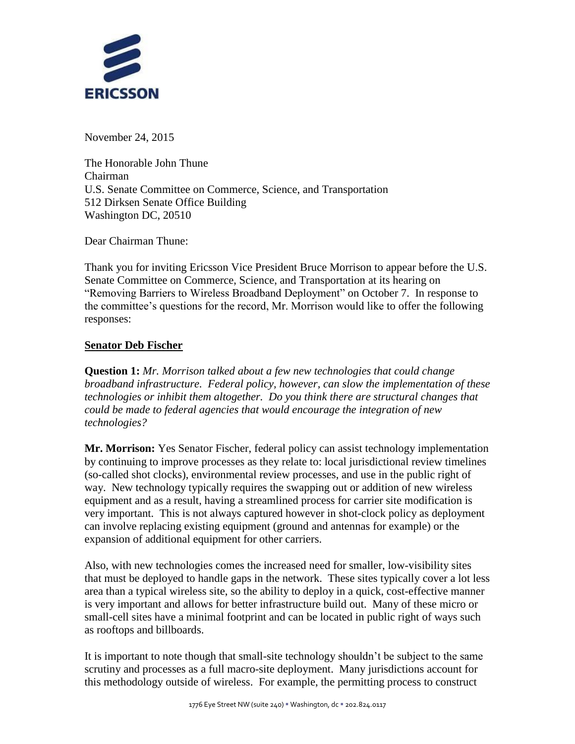ERICSSON

November 24, 2015

The Honorable John Thune
Chairman
U.S. Senate Committee on Commerce, Science, and Transportation
512 Dirksen Senate Office Building
Washington DC, 20510

Dear Chairman Thune:

Thank you for inviting Ericsson Vice President Bruce Morrison to appear before the U.S. Senate Committee on Commerce, Science, and Transportation at its hearing on "Removing Barriers to Wireless Broadband Deployment" on October 7. In response to the committee's questions for the record, Mr. Morrison would like to offer the following responses:

**Senator Deb Fischer**

**Question 1:** *Mr. Morrison talked about a few new technologies that could change broadband infrastructure. Federal policy, however, can slow the implementation of these technologies or inhibit them altogether. Do you think there are structural changes that could be made to federal agencies that would encourage the integration of new technologies?*

**Mr. Morrison:** Yes Senator Fischer, federal policy can assist technology implementation by continuing to improve processes as they relate to: local jurisdictional review timelines (so-called shot clocks), environmental review processes, and use in the public right of way. New technology typically requires the swapping out or addition of new wireless equipment and as a result, having a streamlined process for carrier site modification is very important. This is not always captured however in shot-clock policy as deployment can involve replacing existing equipment (ground and antennas for example) or the expansion of additional equipment for other carriers.

Also, with new technologies comes the increased need for smaller, low-visibility sites that must be deployed to handle gaps in the network. These sites typically cover a lot less area than a typical wireless site, so the ability to deploy in a quick, cost-effective manner is very important and allows for better infrastructure build out. Many of these micro or small-cell sites have a minimal footprint and can be located in public right of ways such as rooftops and billboards.

It is important to note though that small-site technology shouldn't be subject to the same scrutiny and processes as a full macro-site deployment. Many jurisdictions account for this methodology outside of wireless. For example, the permitting process to construct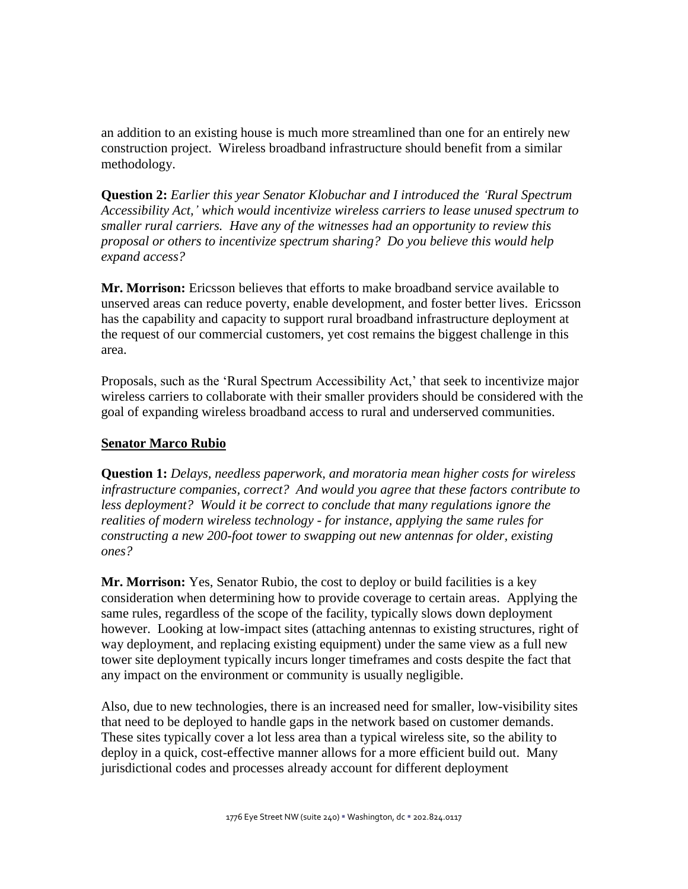an addition to an existing house is much more streamlined than one for an entirely new construction project. Wireless broadband infrastructure should benefit from a similar methodology.

**Question 2:** *Earlier this year Senator Klobuchar and I introduced the 'Rural Spectrum Accessibility Act,' which would incentivize wireless carriers to lease unused spectrum to smaller rural carriers. Have any of the witnesses had an opportunity to review this proposal or others to incentivize spectrum sharing? Do you believe this would help expand access?*

**Mr. Morrison:** Ericsson believes that efforts to make broadband service available to unserved areas can reduce poverty, enable development, and foster better lives. Ericsson has the capability and capacity to support rural broadband infrastructure deployment at the request of our commercial customers, yet cost remains the biggest challenge in this area.

Proposals, such as the 'Rural Spectrum Accessibility Act,' that seek to incentivize major wireless carriers to collaborate with their smaller providers should be considered with the goal of expanding wireless broadband access to rural and underserved communities.

## Senator Marco Rubio

**Question 1:** *Delays, needless paperwork, and moratoria mean higher costs for wireless infrastructure companies, correct? And would you agree that these factors contribute to less deployment? Would it be correct to conclude that many regulations ignore the realities of modern wireless technology - for instance, applying the same rules for constructing a new 200-foot tower to swapping out new antennas for older, existing ones?*

**Mr. Morrison:** Yes, Senator Rubio, the cost to deploy or build facilities is a key consideration when determining how to provide coverage to certain areas. Applying the same rules, regardless of the scope of the facility, typically slows down deployment however. Looking at low-impact sites (attaching antennas to existing structures, right of way deployment, and replacing existing equipment) under the same view as a full new tower site deployment typically incurs longer timeframes and costs despite the fact that any impact on the environment or community is usually negligible.

Also, due to new technologies, there is an increased need for smaller, low-visibility sites that need to be deployed to handle gaps in the network based on customer demands. These sites typically cover a lot less area than a typical wireless site, so the ability to deploy in a quick, cost-effective manner allows for a more efficient build out. Many jurisdictional codes and processes already account for different deployment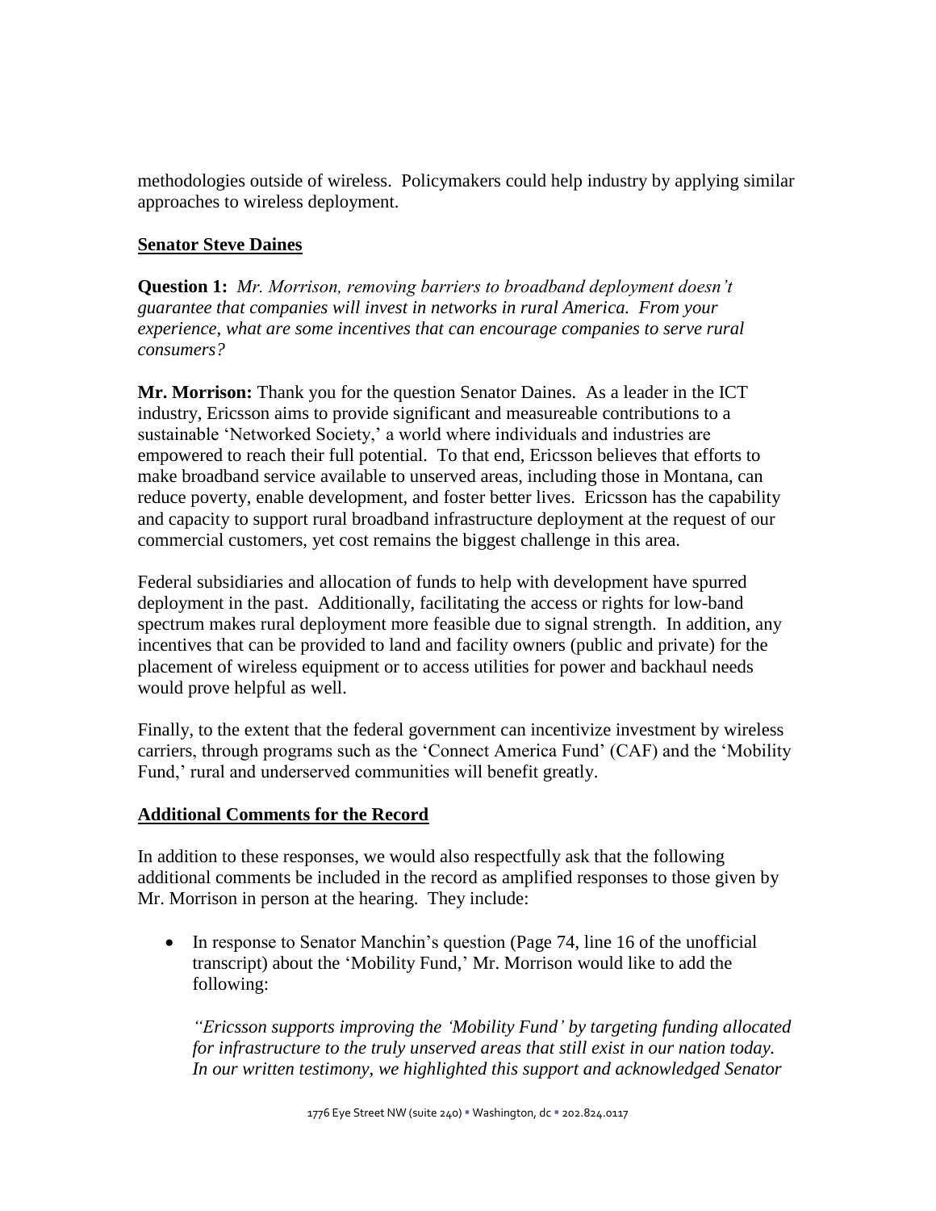methodologies outside of wireless. Policymakers could help industry by applying similar approaches to wireless deployment.

**Senator Steve Daines**

**Question 1:** *Mr. Morrison, removing barriers to broadband deployment doesn't guarantee that companies will invest in networks in rural America. From your experience, what are some incentives that can encourage companies to serve rural consumers?*

**Mr. Morrison:** Thank you for the question Senator Daines. As a leader in the ICT industry, Ericsson aims to provide significant and measureable contributions to a sustainable 'Networked Society,' a world where individuals and industries are empowered to reach their full potential. To that end, Ericsson believes that efforts to make broadband service available to unserved areas, including those in Montana, can reduce poverty, enable development, and foster better lives. Ericsson has the capability and capacity to support rural broadband infrastructure deployment at the request of our commercial customers, yet cost remains the biggest challenge in this area.

Federal subsidiaries and allocation of funds to help with development have spurred deployment in the past. Additionally, facilitating the access or rights for low-band spectrum makes rural deployment more feasible due to signal strength. In addition, any incentives that can be provided to land and facility owners (public and private) for the placement of wireless equipment or to access utilities for power and backhaul needs would prove helpful as well.

Finally, to the extent that the federal government can incentivize investment by wireless carriers, through programs such as the 'Connect America Fund' (CAF) and the 'Mobility Fund,' rural and underserved communities will benefit greatly.

**Additional Comments for the Record**

In addition to these responses, we would also respectfully ask that the following additional comments be included in the record as amplified responses to those given by Mr. Morrison in person at the hearing. They include:

- In response to Senator Manchin's question (Page 74, line 16 of the unofficial transcript) about the 'Mobility Fund,' Mr. Morrison would like to add the following:

  *"Ericsson supports improving the 'Mobility Fund' by targeting funding allocated for infrastructure to the truly unserved areas that still exist in our nation today. In our written testimony, we highlighted this support and acknowledged Senator*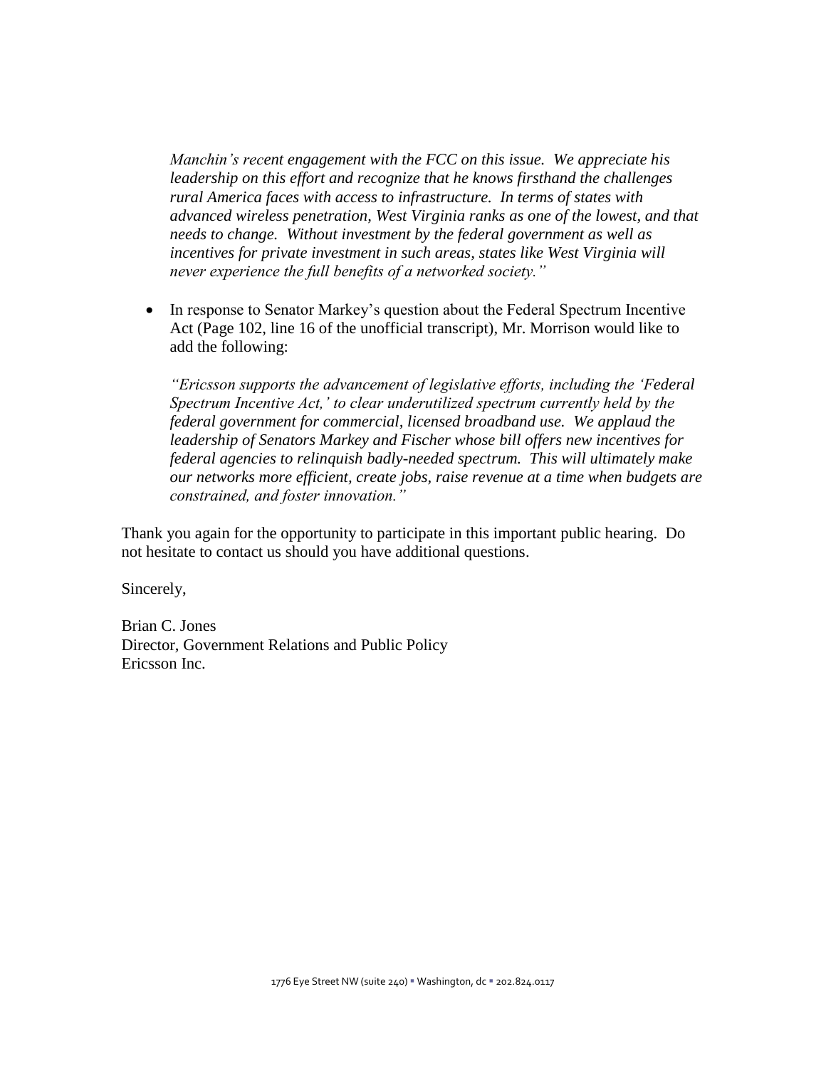*Manchin's recent engagement with the FCC on this issue. We appreciate his leadership on this effort and recognize that he knows firsthand the challenges rural America faces with access to infrastructure. In terms of states with advanced wireless penetration, West Virginia ranks as one of the lowest, and that needs to change. Without investment by the federal government as well as incentives for private investment in such areas, states like West Virginia will never experience the full benefits of a networked society."*

- In response to Senator Markey's question about the Federal Spectrum Incentive Act (Page 102, line 16 of the unofficial transcript), Mr. Morrison would like to add the following:

  *"Ericsson supports the advancement of legislative efforts, including the 'Federal Spectrum Incentive Act,' to clear underutilized spectrum currently held by the federal government for commercial, licensed broadband use. We applaud the leadership of Senators Markey and Fischer whose bill offers new incentives for federal agencies to relinquish badly-needed spectrum. This will ultimately make our networks more efficient, create jobs, raise revenue at a time when budgets are constrained, and foster innovation."*

Thank you again for the opportunity to participate in this important public hearing. Do not hesitate to contact us should you have additional questions.

Sincerely,

Brian C. Jones
Director, Government Relations and Public Policy
Ericsson Inc.

1776 Eye Street NW (suite 240) ▪ Washington, dc ▪ 202.824.0117